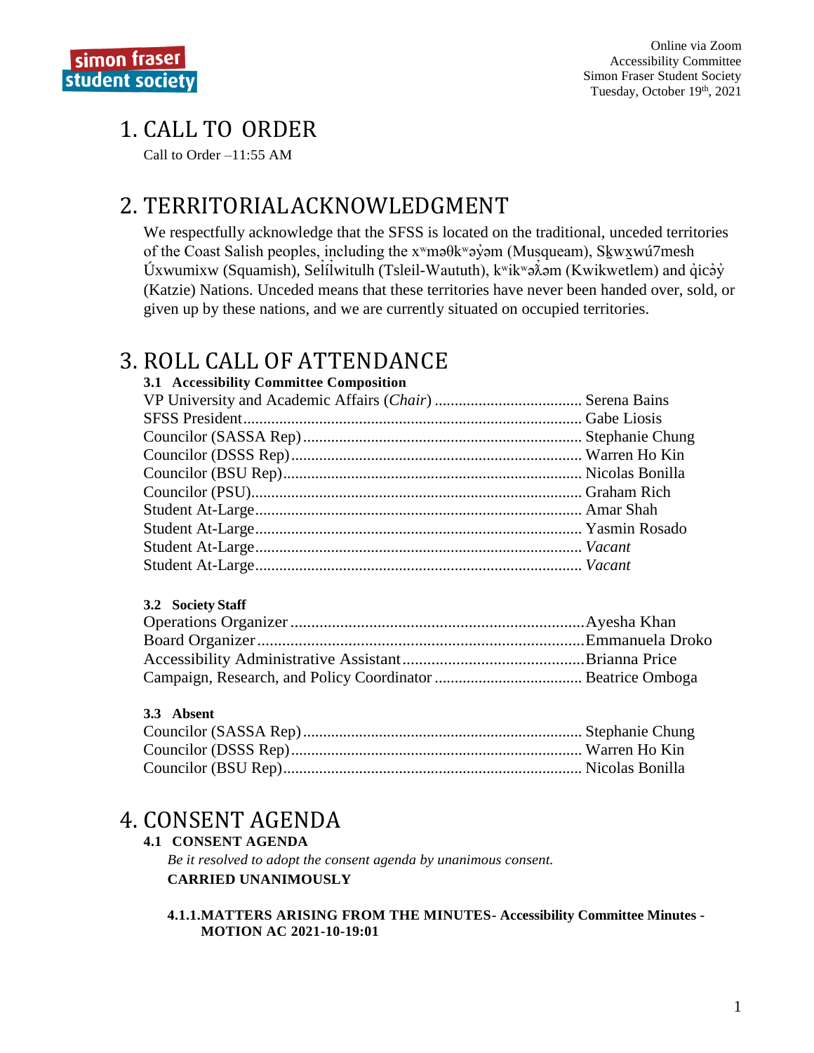Online via Zoom
Accessibility Committee
Simon Fraser Student Society
Tuesday, October 19th, 2021

# 1. CALL TO ORDER

Call to Order –11:55 AM

# 2. TERRITORIAL ACKNOWLEDGMENT

We respectfully acknowledge that the SFSS is located on the traditional, unceded territories of the Coast Salish peoples, including the xʷməθkʷəy̓əm (Musqueam), Sḵwx̱wú7mesh Úxwumixw (Squamish), Səl̓ílwitulh (Tsleil-Waututh), kʷikʷəƛ̓əm (Kwikwetlem) and q̓icə̓y̓ (Katzie) Nations. Unceded means that these territories have never been handed over, sold, or given up by these nations, and we are currently situated on occupied territories.

# 3. ROLL CALL OF ATTENDANCE

### 3.1 Accessibility Committee Composition

VP University and Academic Affairs (*Chair*) .................................... Serena Bains
SFSS President .................................... Gabe Liosis
Councilor (SASSA Rep) .................................... Stephanie Chung
Councilor (DSSS Rep) .................................... Warren Ho Kin
Councilor (BSU Rep) .................................... Nicolas Bonilla
Councilor (PSU) .................................... Graham Rich
Student At-Large .................................... Amar Shah
Student At-Large .................................... Yasmin Rosado
Student At-Large .................................... *Vacant*
Student At-Large .................................... *Vacant*

### 3.2 Society Staff

Operations Organizer .................................... Ayesha Khan
Board Organizer .................................... Emmanuela Droko
Accessibility Administrative Assistant .................................... Brianna Price
Campaign, Research, and Policy Coordinator .................................... Beatrice Omboga

### 3.3 Absent

Councilor (SASSA Rep) .................................... Stephanie Chung
Councilor (DSSS Rep) .................................... Warren Ho Kin
Councilor (BSU Rep) .................................... Nicolas Bonilla

# 4. CONSENT AGENDA

### 4.1 CONSENT AGENDA

*Be it resolved to adopt the consent agenda by unanimous consent.*

**CARRIED UNANIMOUSLY**

**4.1.1. MATTERS ARISING FROM THE MINUTES- Accessibility Committee Minutes - MOTION AC 2021-10-19:01**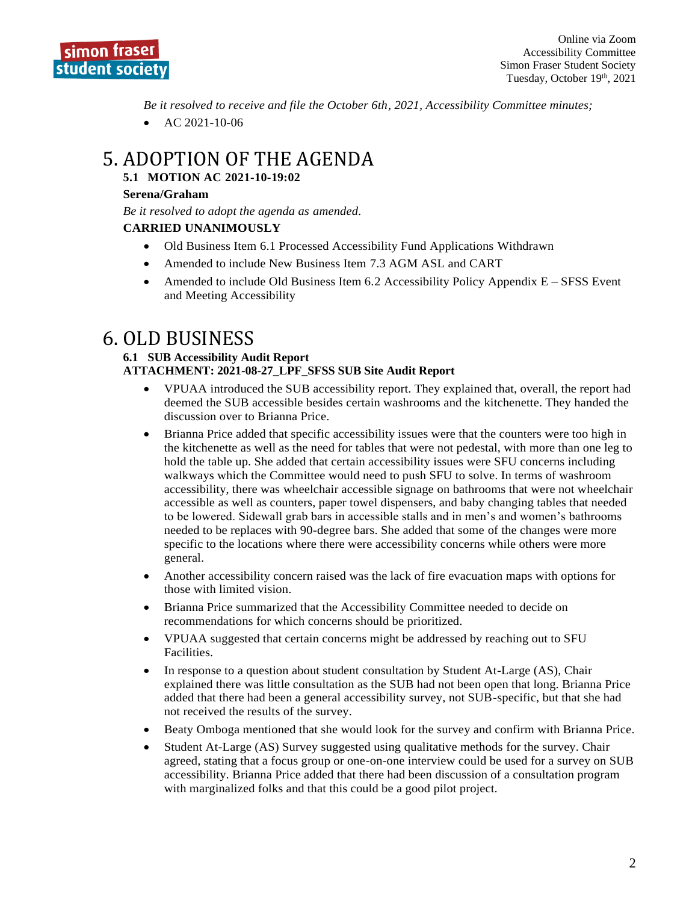*Be it resolved to receive and file the October 6th, 2021, Accessibility Committee minutes;*

- AC 2021-10-06

# 5. ADOPTION OF THE AGENDA

### 5.1 MOTION AC 2021-10-19:02

**Serena/Graham**

*Be it resolved to adopt the agenda as amended.*

**CARRIED UNANIMOUSLY**

- Old Business Item 6.1 Processed Accessibility Fund Applications Withdrawn
- Amended to include New Business Item 7.3 AGM ASL and CART
- Amended to include Old Business Item 6.2 Accessibility Policy Appendix E – SFSS Event and Meeting Accessibility

# 6. OLD BUSINESS

### 6.1 SUB Accessibility Audit Report

**ATTACHMENT: 2021-08-27_LPF_SFSS SUB Site Audit Report**

- VPUAA introduced the SUB accessibility report. They explained that, overall, the report had deemed the SUB accessible besides certain washrooms and the kitchenette. They handed the discussion over to Brianna Price.
- Brianna Price added that specific accessibility issues were that the counters were too high in the kitchenette as well as the need for tables that were not pedestal, with more than one leg to hold the table up. She added that certain accessibility issues were SFU concerns including walkways which the Committee would need to push SFU to solve. In terms of washroom accessibility, there was wheelchair accessible signage on bathrooms that were not wheelchair accessible as well as counters, paper towel dispensers, and baby changing tables that needed to be lowered. Sidewall grab bars in accessible stalls and in men's and women's bathrooms needed to be replaces with 90-degree bars. She added that some of the changes were more specific to the locations where there were accessibility concerns while others were more general.
- Another accessibility concern raised was the lack of fire evacuation maps with options for those with limited vision.
- Brianna Price summarized that the Accessibility Committee needed to decide on recommendations for which concerns should be prioritized.
- VPUAA suggested that certain concerns might be addressed by reaching out to SFU Facilities.
- In response to a question about student consultation by Student At-Large (AS), Chair explained there was little consultation as the SUB had not been open that long. Brianna Price added that there had been a general accessibility survey, not SUB-specific, but that she had not received the results of the survey.
- Beaty Omboga mentioned that she would look for the survey and confirm with Brianna Price.
- Student At-Large (AS) Survey suggested using qualitative methods for the survey. Chair agreed, stating that a focus group or one-on-one interview could be used for a survey on SUB accessibility. Brianna Price added that there had been discussion of a consultation program with marginalized folks and that this could be a good pilot project.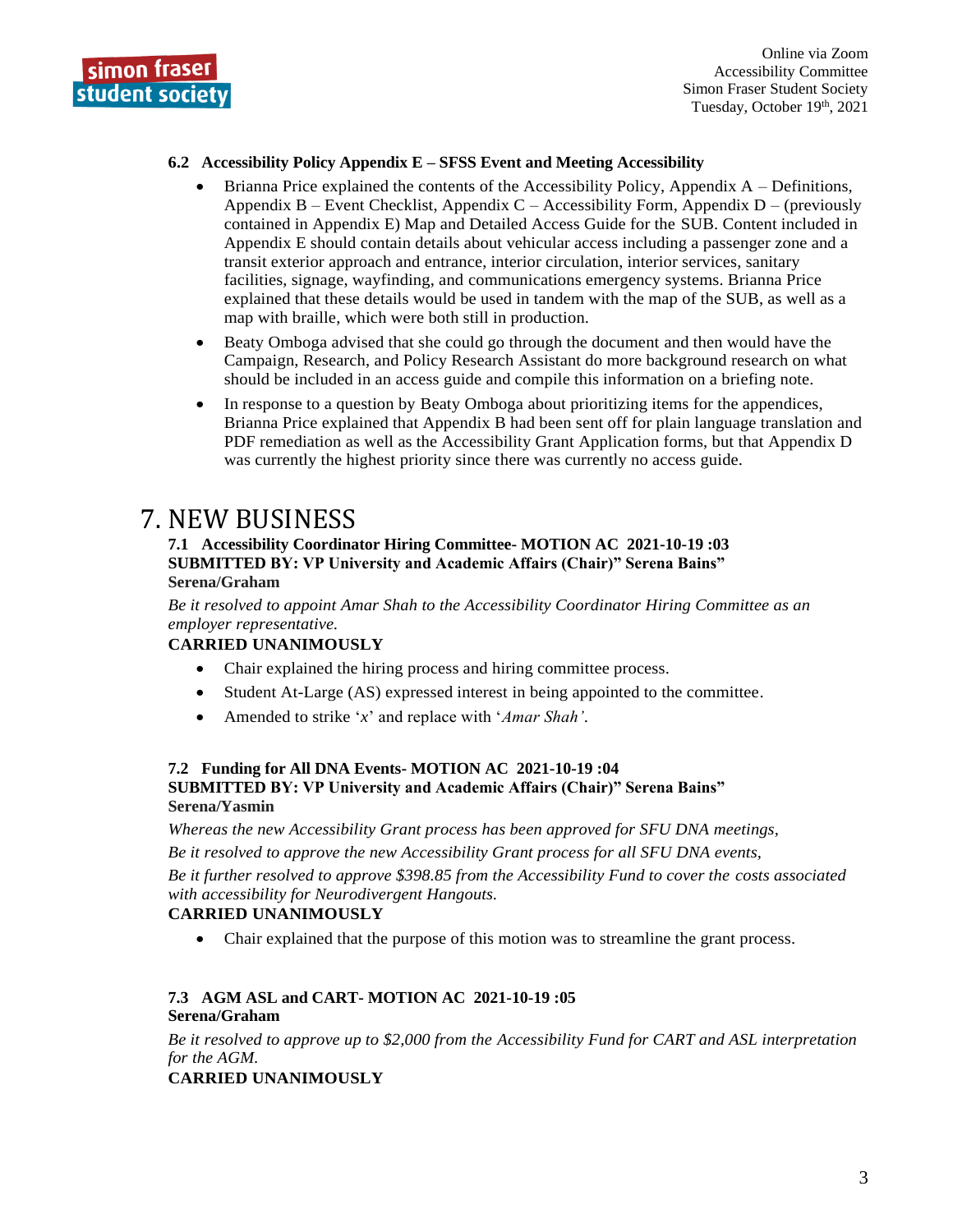### 6.2 Accessibility Policy Appendix E – SFSS Event and Meeting Accessibility

- Brianna Price explained the contents of the Accessibility Policy, Appendix A – Definitions, Appendix B – Event Checklist, Appendix C – Accessibility Form, Appendix D – (previously contained in Appendix E) Map and Detailed Access Guide for the SUB. Content included in Appendix E should contain details about vehicular access including a passenger zone and a transit exterior approach and entrance, interior circulation, interior services, sanitary facilities, signage, wayfinding, and communications emergency systems. Brianna Price explained that these details would be used in tandem with the map of the SUB, as well as a map with braille, which were both still in production.
- Beaty Omboga advised that she could go through the document and then would have the Campaign, Research, and Policy Research Assistant do more background research on what should be included in an access guide and compile this information on a briefing note.
- In response to a question by Beaty Omboga about prioritizing items for the appendices, Brianna Price explained that Appendix B had been sent off for plain language translation and PDF remediation as well as the Accessibility Grant Application forms, but that Appendix D was currently the highest priority since there was currently no access guide.

# 7. NEW BUSINESS

### 7.1 Accessibility Coordinator Hiring Committee- MOTION AC 2021-10-19 :03

**SUBMITTED BY: VP University and Academic Affairs (Chair)" Serena Bains"**
**Serena/Graham**

*Be it resolved to appoint Amar Shah to the Accessibility Coordinator Hiring Committee as an employer representative.*

**CARRIED UNANIMOUSLY**

- Chair explained the hiring process and hiring committee process.
- Student At-Large (AS) expressed interest in being appointed to the committee.
- Amended to strike '*x*' and replace with '*Amar Shah'*.

### 7.2 Funding for All DNA Events- MOTION AC 2021-10-19 :04

**SUBMITTED BY: VP University and Academic Affairs (Chair)" Serena Bains"**
**Serena/Yasmin**

*Whereas the new Accessibility Grant process has been approved for SFU DNA meetings,*

*Be it resolved to approve the new Accessibility Grant process for all SFU DNA events,*

*Be it further resolved to approve $398.85 from the Accessibility Fund to cover the costs associated with accessibility for Neurodivergent Hangouts.*

**CARRIED UNANIMOUSLY**

- Chair explained that the purpose of this motion was to streamline the grant process.

### 7.3 AGM ASL and CART- MOTION AC 2021-10-19 :05

**Serena/Graham**

*Be it resolved to approve up to $2,000 from the Accessibility Fund for CART and ASL interpretation for the AGM.*

**CARRIED UNANIMOUSLY**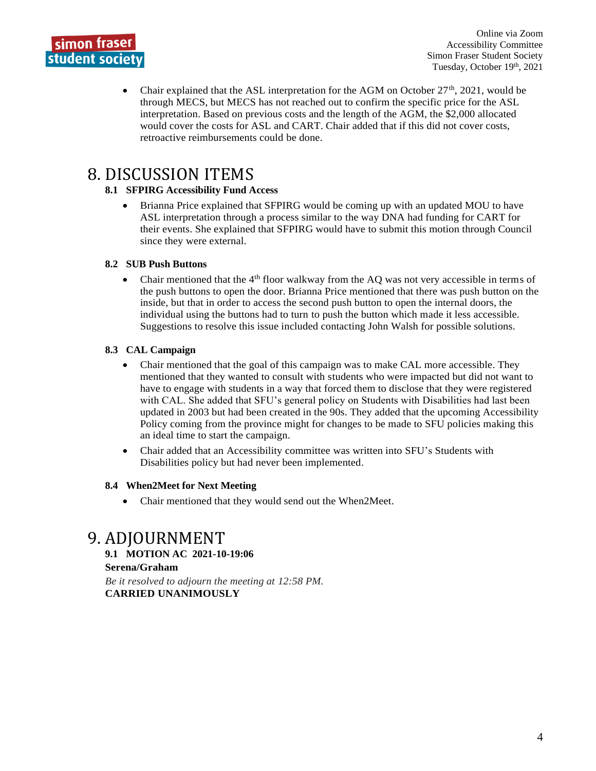- Chair explained that the ASL interpretation for the AGM on October 27th, 2021, would be through MECS, but MECS has not reached out to confirm the specific price for the ASL interpretation. Based on previous costs and the length of the AGM, the $2,000 allocated would cover the costs for ASL and CART. Chair added that if this did not cover costs, retroactive reimbursements could be done.

# 8. DISCUSSION ITEMS

### 8.1 SFPIRG Accessibility Fund Access

- Brianna Price explained that SFPIRG would be coming up with an updated MOU to have ASL interpretation through a process similar to the way DNA had funding for CART for their events. She explained that SFPIRG would have to submit this motion through Council since they were external.

### 8.2 SUB Push Buttons

- Chair mentioned that the 4th floor walkway from the AQ was not very accessible in terms of the push buttons to open the door. Brianna Price mentioned that there was push button on the inside, but that in order to access the second push button to open the internal doors, the individual using the buttons had to turn to push the button which made it less accessible. Suggestions to resolve this issue included contacting John Walsh for possible solutions.

### 8.3 CAL Campaign

- Chair mentioned that the goal of this campaign was to make CAL more accessible. They mentioned that they wanted to consult with students who were impacted but did not want to have to engage with students in a way that forced them to disclose that they were registered with CAL. She added that SFU's general policy on Students with Disabilities had last been updated in 2003 but had been created in the 90s. They added that the upcoming Accessibility Policy coming from the province might for changes to be made to SFU policies making this an ideal time to start the campaign.
- Chair added that an Accessibility committee was written into SFU's Students with Disabilities policy but had never been implemented.

### 8.4 When2Meet for Next Meeting

- Chair mentioned that they would send out the When2Meet.

# 9. ADJOURNMENT

**9.1 MOTION AC 2021-10-19:06**

**Serena/Graham**

*Be it resolved to adjourn the meeting at 12:58 PM.*

**CARRIED UNANIMOUSLY**